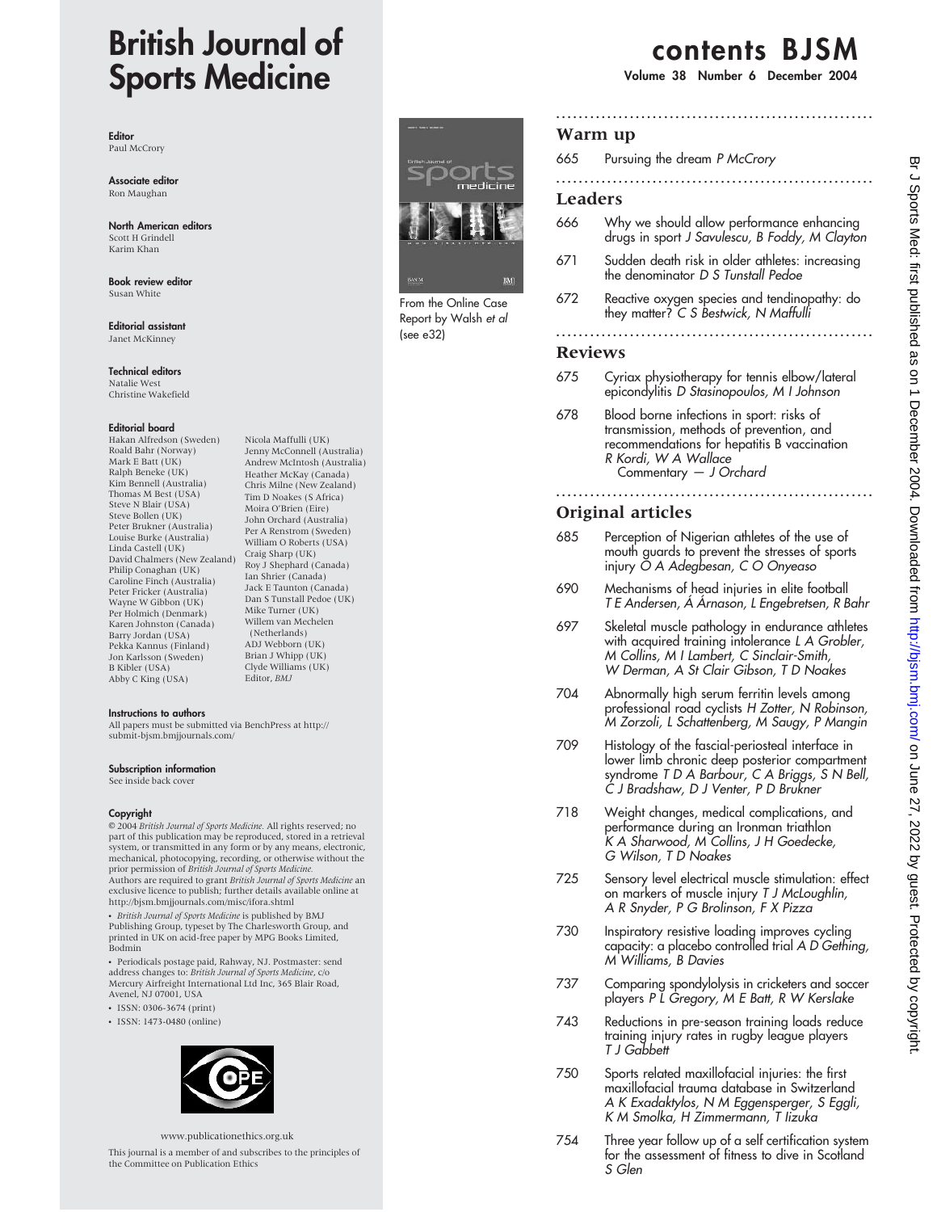# British Journal of Sports Medicine

**Editor**
Paul McCrory

**Associate editor**
Ron Maughan

**North American editors**
Scott H Grindell
Karim Khan

**Book review editor**
Susan White

**Editorial assistant**
Janet McKinney

**Technical editors**
Natalie West
Christine Wakefield

**Editorial board**

Hakan Alfredson (Sweden)
Roald Bahr (Norway)
Mark E Batt (UK)
Ralph Beneke (UK)
Kim Bennell (Australia)
Thomas M Best (USA)
Steve N Blair (USA)
Steve Bollen (UK)
Peter Brukner (Australia)
Louise Burke (Australia)
Linda Castell (UK)
David Chalmers (New Zealand)
Philip Conaghan (UK)
Caroline Finch (Australia)
Peter Fricker (Australia)
Wayne W Gibbon (UK)
Per Holmich (Denmark)
Karen Johnston (Canada)
Barry Jordan (USA)
Pekka Kannus (Finland)
Jon Karlsson (Sweden)
B Kibler (USA)
Abby C King (USA)
Nicola Maffulli (UK)
Jenny McConnell (Australia)
Andrew McIntosh (Australia)
Heather McKay (Canada)
Chris Milne (New Zealand)
Tim D Noakes (S Africa)
Moira O'Brien (Eire)
John Orchard (Australia)
Per A Renstrom (Sweden)
William O Roberts (USA)
Craig Sharp (UK)
Roy J Shephard (Canada)
Ian Shrier (Canada)
Jack E Taunton (Canada)
Dan S Tunstall Pedoe (UK)
Mike Turner (UK)
Willem van Mechelen (Netherlands)
ADJ Webborn (UK)
Brian J Whipp (UK)
Clyde Williams (UK)
Editor, *BMJ*

**Instructions to authors**
All papers must be submitted via BenchPress at http://submit-bjsm.bmjjournals.com/

**Subscription information**
See inside back cover

**Copyright**
© 2004 *British Journal of Sports Medicine.* All rights reserved; no part of this publication may be reproduced, stored in a retrieval system, or transmitted in any form or by any means, electronic, mechanical, photocopying, recording, or otherwise without the prior permission of *British Journal of Sports Medicine.*
Authors are required to grant *British Journal of Sports Medicine* an exclusive licence to publish; further details available online at http://bjsm.bmjjournals.com/misc/ifora.shtml

- *British Journal of Sports Medicine* is published by BMJ Publishing Group, typeset by The Charlesworth Group, and printed in UK on acid-free paper by MPG Books Limited, Bodmin
- Periodicals postage paid, Rahway, NJ. Postmaster: send address changes to: *British Journal of Sports Medicine*, c/o Mercury Airfreight International Ltd Inc, 365 Blair Road, Avenel, NJ 07001, USA
- ISSN: 0306-3674 (print)
- ISSN: 1473-0480 (online)

www.publicationethics.org.uk

This journal is a member of and subscribes to the principles of the Committee on Publication Ethics

From the Online Case Report by Walsh *et al* (see e32)

# contents BJSM

**Volume 38 Number 6 December 2004**

## Warm up

665 Pursuing the dream *P McCrory*

## Leaders

666 Why we should allow performance enhancing drugs in sport *J Savulescu, B Foddy, M Clayton*

671 Sudden death risk in older athletes: increasing the denominator *D S Tunstall Pedoe*

672 Reactive oxygen species and tendinopathy: do they matter? *C S Bestwick, N Maffulli*

## Reviews

675 Cyriax physiotherapy for tennis elbow/lateral epicondylitis *D Stasinopoulos, M I Johnson*

678 Blood borne infections in sport: risks of transmission, methods of prevention, and recommendations for hepatitis B vaccination *R Kordi, W A Wallace*
Commentary — *J Orchard*

## Original articles

685 Perception of Nigerian athletes of the use of mouth guards to prevent the stresses of sports injury *O A Adegbesan, C O Onyeaso*

690 Mechanisms of head injuries in elite football *T E Andersen, Á Árnason, L Engebretsen, R Bahr*

697 Skeletal muscle pathology in endurance athletes with acquired training intolerance *L A Grobler, M Collins, M I Lambert, C Sinclair-Smith, W Derman, A St Clair Gibson, T D Noakes*

704 Abnormally high serum ferritin levels among professional road cyclists *H Zotter, N Robinson, M Zorzoli, L Schattenberg, M Saugy, P Mangin*

709 Histology of the fascial-periosteal interface in lower limb chronic deep posterior compartment syndrome *T D A Barbour, C A Briggs, S N Bell, C J Bradshaw, D J Venter, P D Brukner*

718 Weight changes, medical complications, and performance during an Ironman triathlon *K A Sharwood, M Collins, J H Goedecke, G Wilson, T D Noakes*

725 Sensory level electrical muscle stimulation: effect on markers of muscle injury *T J McLoughlin, A R Snyder, P G Brolinson, F X Pizza*

730 Inspiratory resistive loading improves cycling capacity: a placebo controlled trial *A D Gething, M Williams, B Davies*

737 Comparing spondylolysis in cricketers and soccer players *P L Gregory, M E Batt, R W Kerslake*

743 Reductions in pre-season training loads reduce training injury rates in rugby league players *T J Gabbett*

750 Sports related maxillofacial injuries: the first maxillofacial trauma database in Switzerland *A K Exadaktylos, N M Eggensperger, S Eggli, K M Smolka, H Zimmermann, T Iizuka*

754 Three year follow up of a self certification system for the assessment of fitness to dive in Scotland *S Glen*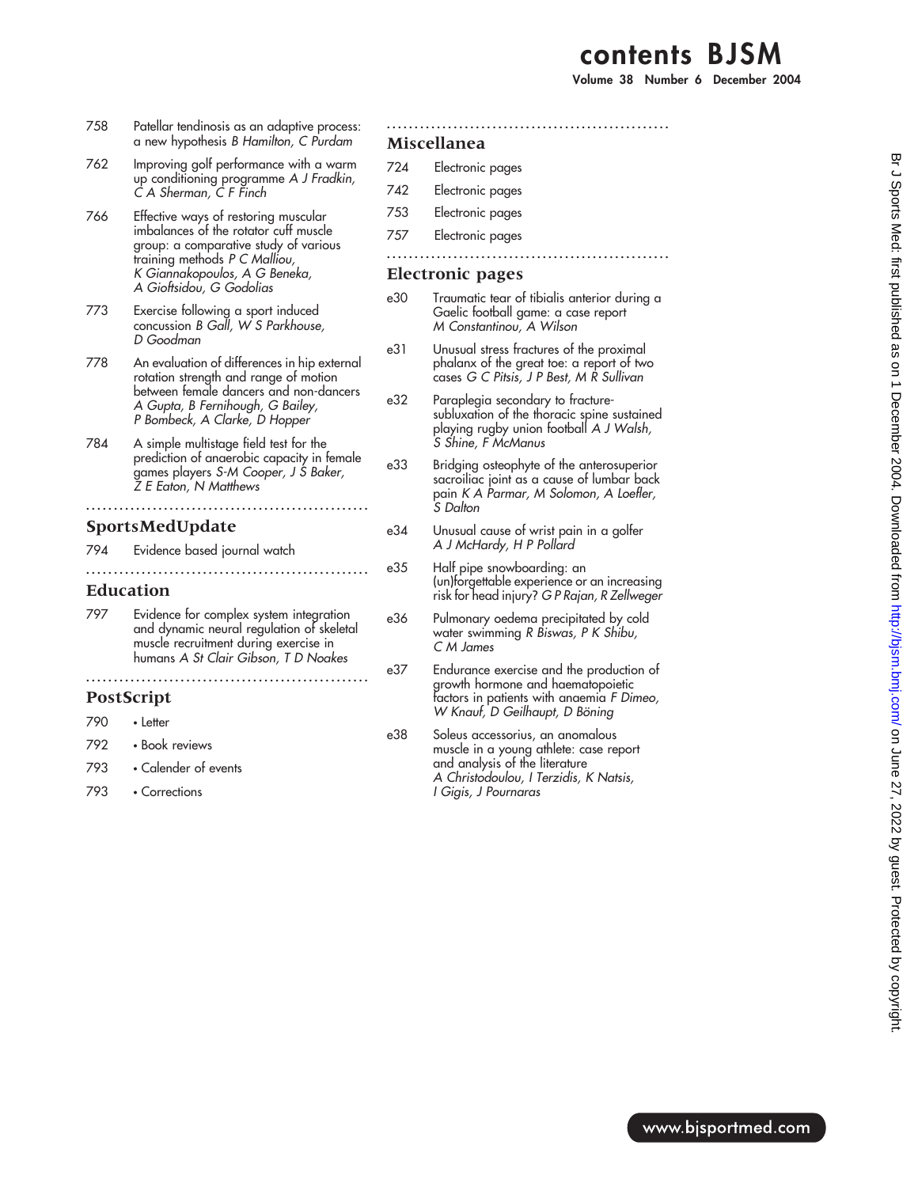758 Patellar tendinosis as an adaptive process: a new hypothesis *B Hamilton, C Purdam*

762 Improving golf performance with a warm up conditioning programme *A J Fradkin, C A Sherman, C F Finch*

766 Effective ways of restoring muscular imbalances of the rotator cuff muscle group: a comparative study of various training methods *P C Malliou, K Giannakopoulos, A G Beneka, A Gioftsidou, G Godolias*

773 Exercise following a sport induced concussion *B Gall, W S Parkhouse, D Goodman*

778 An evaluation of differences in hip external rotation strength and range of motion between female dancers and non-dancers *A Gupta, B Fernihough, G Bailey, P Bombeck, A Clarke, D Hopper*

784 A simple multistage field test for the prediction of anaerobic capacity in female games players *S-M Cooper, J S Baker, Z E Eaton, N Matthews*

## SportsMedUpdate

794 Evidence based journal watch

## Education

797 Evidence for complex system integration and dynamic neural regulation of skeletal muscle recruitment during exercise in humans *A St Clair Gibson, T D Noakes*

## PostScript

790 • Letter

792 • Book reviews

793 • Calender of events

793 • Corrections

## Miscellanea

724 Electronic pages

742 Electronic pages

753 Electronic pages

757 Electronic pages

## Electronic pages

e30 Traumatic tear of tibialis anterior during a Gaelic football game: a case report *M Constantinou, A Wilson*

e31 Unusual stress fractures of the proximal phalanx of the great toe: a report of two cases *G C Pitsis, J P Best, M R Sullivan*

e32 Paraplegia secondary to fracture-subluxation of the thoracic spine sustained playing rugby union football *A J Walsh, S Shine, F McManus*

e33 Bridging osteophyte of the anterosuperior sacroiliac joint as a cause of lumbar back pain *K A Parmar, M Solomon, A Loefler, S Dalton*

e34 Unusual cause of wrist pain in a golfer *A J McHardy, H P Pollard*

e35 Half pipe snowboarding: an (un)forgettable experience or an increasing risk for head injury? *G P Rajan, R Zellweger*

e36 Pulmonary oedema precipitated by cold water swimming *R Biswas, P K Shibu, C M James*

e37 Endurance exercise and the production of growth hormone and haematopoietic factors in patients with anaemia *F Dimeo, W Knauf, D Geilhaupt, D Böning*

e38 Soleus accessorius, an anomalous muscle in a young athlete: case report and analysis of the literature *A Christodoulou, I Terzidis, K Natsis, I Gigis, J Pournaras*